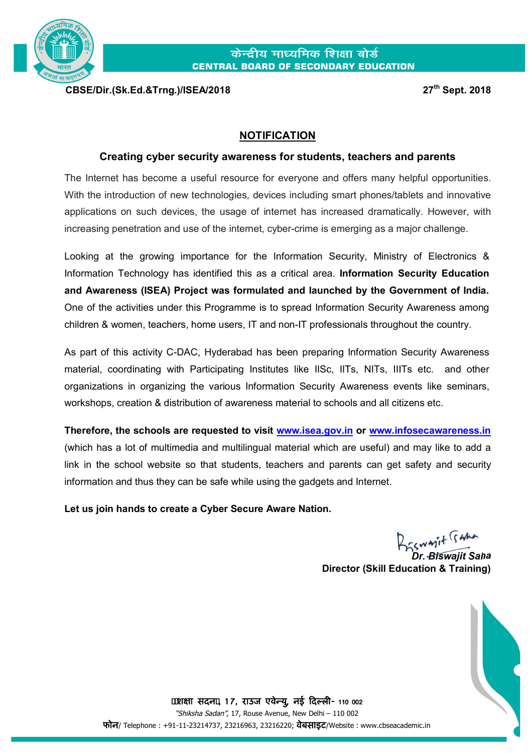केन्द्रीय माध्यमिक शिक्षा बोर्ड
**CENTRAL BOARD OF SECONDARY EDUCATION**

**CBSE/Dir.(Sk.Ed.&Trng.)/ISEA/2018** **27th Sept. 2018**

## NOTIFICATION

### Creating cyber security awareness for students, teachers and parents

The Internet has become a useful resource for everyone and offers many helpful opportunities. With the introduction of new technologies, devices including smart phones/tablets and innovative applications on such devices, the usage of internet has increased dramatically. However, with increasing penetration and use of the internet, cyber-crime is emerging as a major challenge.

Looking at the growing importance for the Information Security, Ministry of Electronics & Information Technology has identified this as a critical area. **Information Security Education and Awareness (ISEA) Project was formulated and launched by the Government of India.** One of the activities under this Programme is to spread Information Security Awareness among children & women, teachers, home users, IT and non-IT professionals throughout the country.

As part of this activity C-DAC, Hyderabad has been preparing Information Security Awareness material, coordinating with Participating Institutes like IISc, IITs, NITs, IIITs etc. and other organizations in organizing the various Information Security Awareness events like seminars, workshops, creation & distribution of awareness material to schools and all citizens etc.

**Therefore, the schools are requested to visit www.isea.gov.in or www.infosecawareness.in** (which has a lot of multimedia and multilingual material which are useful) and may like to add a link in the school website so that students, teachers and parents can get safety and security information and thus they can be safe while using the gadgets and Internet.

**Let us join hands to create a Cyber Secure Aware Nation.**

Biswajit Saha
*Dr. Biswajit Saha*
**Director (Skill Education & Training)**

शिक्षा सदन, 17, राउज एवेन्यु, नई दिल्ली- 110 002
*"Shiksha Sadan"*, 17, Rouse Avenue, New Delhi – 110 002
फोन/ Telephone : +91-11-23214737, 23216963, 23216220; वेबसाइट/Website : www.cbseacademic.in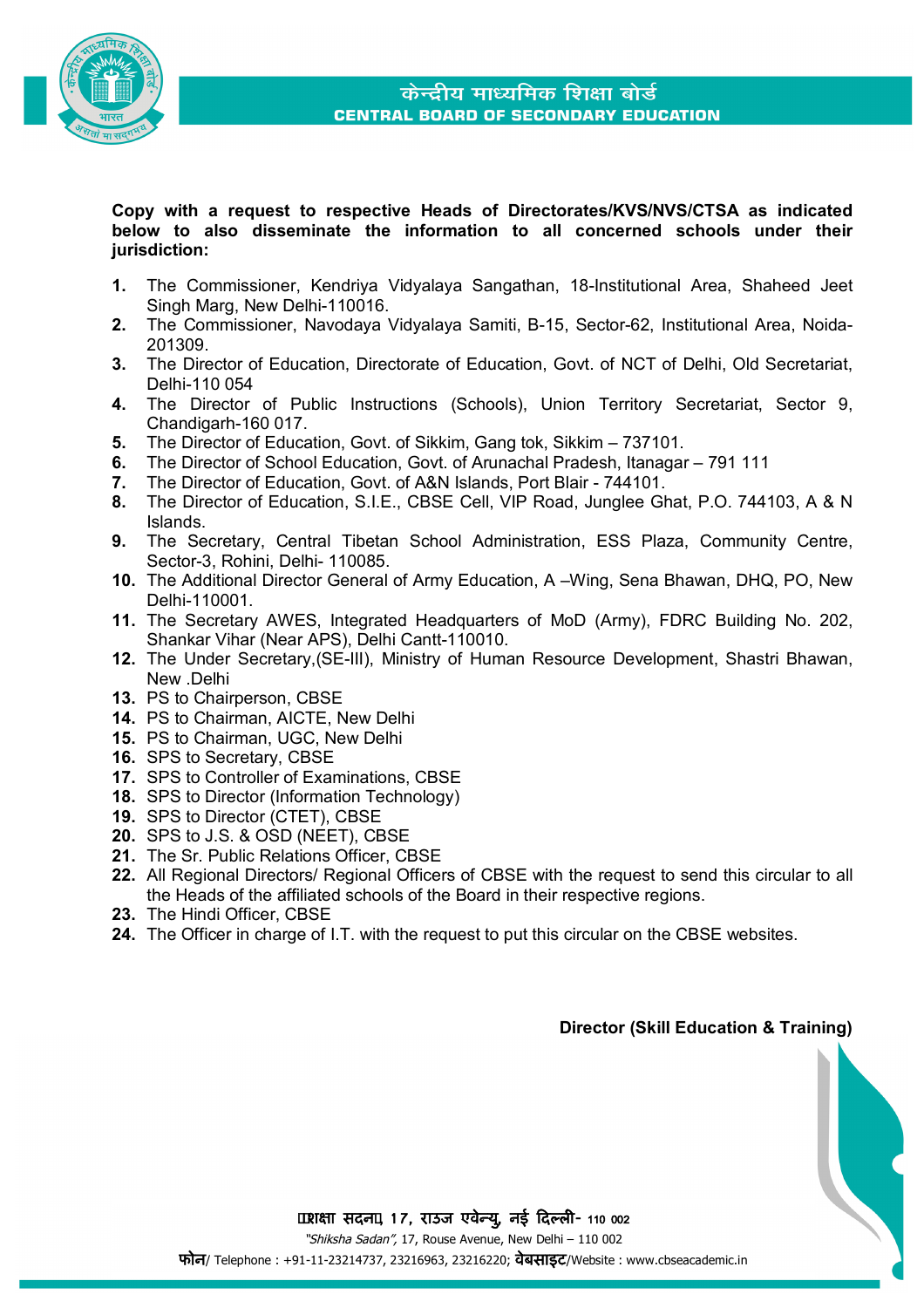**Copy with a request to respective Heads of Directorates/KVS/NVS/CTSA as indicated below to also disseminate the information to all concerned schools under their jurisdiction:**

1. The Commissioner, Kendriya Vidyalaya Sangathan, 18-Institutional Area, Shaheed Jeet Singh Marg, New Delhi-110016.
2. The Commissioner, Navodaya Vidyalaya Samiti, B-15, Sector-62, Institutional Area, Noida-201309.
3. The Director of Education, Directorate of Education, Govt. of NCT of Delhi, Old Secretariat, Delhi-110 054
4. The Director of Public Instructions (Schools), Union Territory Secretariat, Sector 9, Chandigarh-160 017.
5. The Director of Education, Govt. of Sikkim, Gang tok, Sikkim – 737101.
6. The Director of School Education, Govt. of Arunachal Pradesh, Itanagar – 791 111
7. The Director of Education, Govt. of A&N Islands, Port Blair - 744101.
8. The Director of Education, S.I.E., CBSE Cell, VIP Road, Junglee Ghat, P.O. 744103, A & N Islands.
9. The Secretary, Central Tibetan School Administration, ESS Plaza, Community Centre, Sector-3, Rohini, Delhi- 110085.
10. The Additional Director General of Army Education, A –Wing, Sena Bhawan, DHQ, PO, New Delhi-110001.
11. The Secretary AWES, Integrated Headquarters of MoD (Army), FDRC Building No. 202, Shankar Vihar (Near APS), Delhi Cantt-110010.
12. The Under Secretary,(SE-III), Ministry of Human Resource Development, Shastri Bhawan, New .Delhi
13. PS to Chairperson, CBSE
14. PS to Chairman, AICTE, New Delhi
15. PS to Chairman, UGC, New Delhi
16. SPS to Secretary, CBSE
17. SPS to Controller of Examinations, CBSE
18. SPS to Director (Information Technology)
19. SPS to Director (CTET), CBSE
20. SPS to J.S. & OSD (NEET), CBSE
21. The Sr. Public Relations Officer, CBSE
22. All Regional Directors/ Regional Officers of CBSE with the request to send this circular to all the Heads of the affiliated schools of the Board in their respective regions.
23. The Hindi Officer, CBSE
24. The Officer in charge of I.T. with the request to put this circular on the CBSE websites.

**Director (Skill Education & Training)**